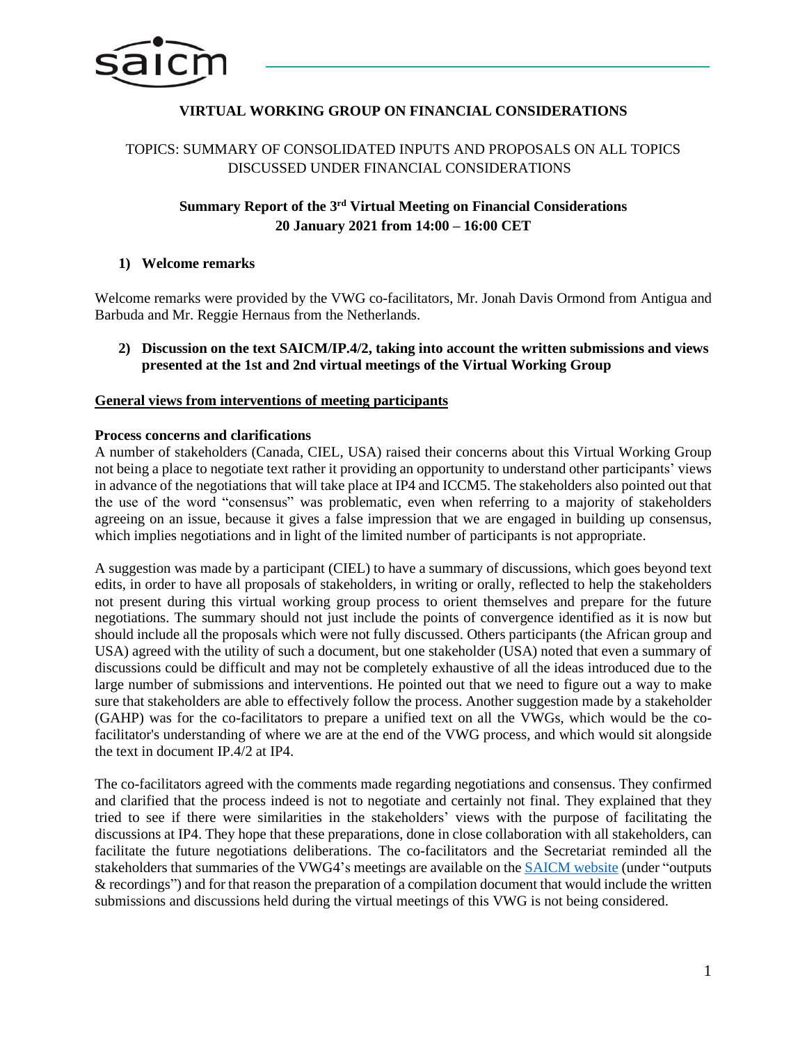# VIRTUAL WORKING GROUP ON FINANCIAL CONSIDERATIONS

TOPICS: SUMMARY OF CONSOLIDATED INPUTS AND PROPOSALS ON ALL TOPICS DISCUSSED UNDER FINANCIAL CONSIDERATIONS

## Summary Report of the 3rd Virtual Meeting on Financial Considerations
## 20 January 2021 from 14:00 – 16:00 CET

### 1) Welcome remarks

Welcome remarks were provided by the VWG co-facilitators, Mr. Jonah Davis Ormond from Antigua and Barbuda and Mr. Reggie Hernaus from the Netherlands.

### 2) Discussion on the text SAICM/IP.4/2, taking into account the written submissions and views presented at the 1st and 2nd virtual meetings of the Virtual Working Group

**General views from interventions of meeting participants**

**Process concerns and clarifications**

A number of stakeholders (Canada, CIEL, USA) raised their concerns about this Virtual Working Group not being a place to negotiate text rather it providing an opportunity to understand other participants' views in advance of the negotiations that will take place at IP4 and ICCM5. The stakeholders also pointed out that the use of the word "consensus" was problematic, even when referring to a majority of stakeholders agreeing on an issue, because it gives a false impression that we are engaged in building up consensus, which implies negotiations and in light of the limited number of participants is not appropriate.

A suggestion was made by a participant (CIEL) to have a summary of discussions, which goes beyond text edits, in order to have all proposals of stakeholders, in writing or orally, reflected to help the stakeholders not present during this virtual working group process to orient themselves and prepare for the future negotiations. The summary should not just include the points of convergence identified as it is now but should include all the proposals which were not fully discussed. Others participants (the African group and USA) agreed with the utility of such a document, but one stakeholder (USA) noted that even a summary of discussions could be difficult and may not be completely exhaustive of all the ideas introduced due to the large number of submissions and interventions. He pointed out that we need to figure out a way to make sure that stakeholders are able to effectively follow the process. Another suggestion made by a stakeholder (GAHP) was for the co-facilitators to prepare a unified text on all the VWGs, which would be the co-facilitator's understanding of where we are at the end of the VWG process, and which would sit alongside the text in document IP.4/2 at IP4.

The co-facilitators agreed with the comments made regarding negotiations and consensus. They confirmed and clarified that the process indeed is not to negotiate and certainly not final. They explained that they tried to see if there were similarities in the stakeholders' views with the purpose of facilitating the discussions at IP4. They hope that these preparations, done in close collaboration with all stakeholders, can facilitate the future negotiations deliberations. The co-facilitators and the Secretariat reminded all the stakeholders that summaries of the VWG4's meetings are available on the SAICM website (under "outputs & recordings") and for that reason the preparation of a compilation document that would include the written submissions and discussions held during the virtual meetings of this VWG is not being considered.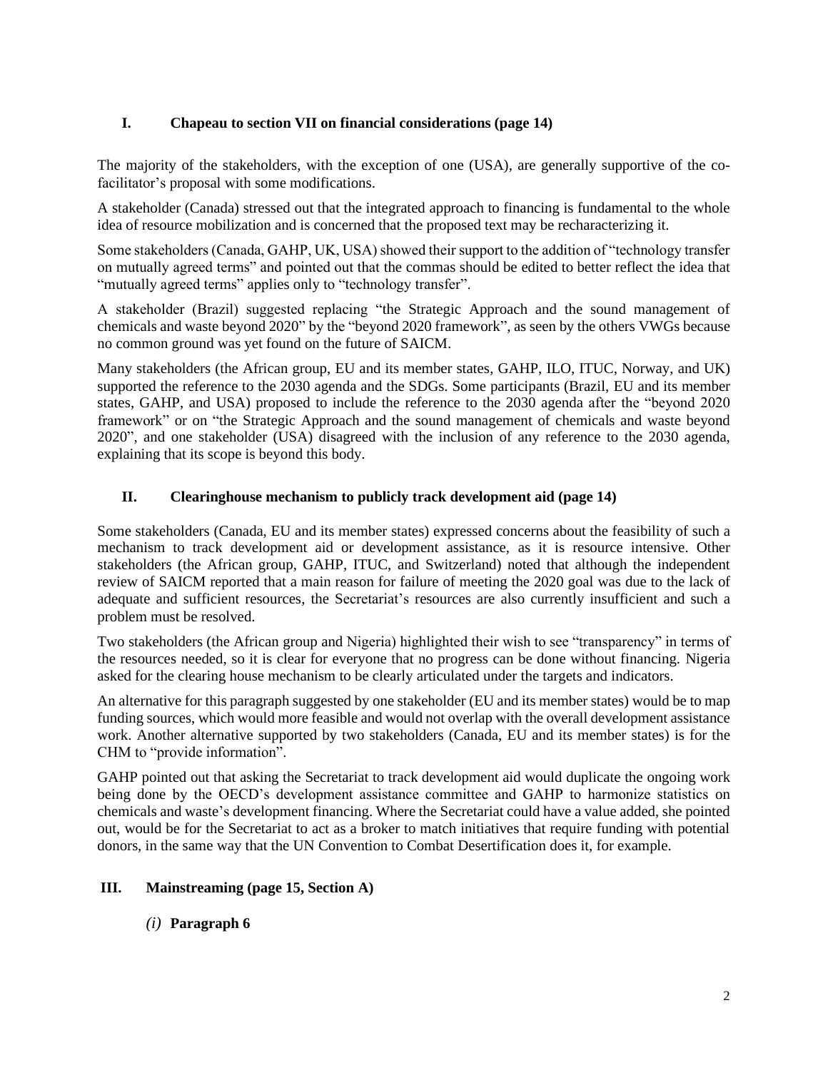## I. Chapeau to section VII on financial considerations (page 14)

The majority of the stakeholders, with the exception of one (USA), are generally supportive of the co-facilitator's proposal with some modifications.

A stakeholder (Canada) stressed out that the integrated approach to financing is fundamental to the whole idea of resource mobilization and is concerned that the proposed text may be recharacterizing it.

Some stakeholders (Canada, GAHP, UK, USA) showed their support to the addition of "technology transfer on mutually agreed terms" and pointed out that the commas should be edited to better reflect the idea that "mutually agreed terms" applies only to "technology transfer".

A stakeholder (Brazil) suggested replacing "the Strategic Approach and the sound management of chemicals and waste beyond 2020" by the "beyond 2020 framework", as seen by the others VWGs because no common ground was yet found on the future of SAICM.

Many stakeholders (the African group, EU and its member states, GAHP, ILO, ITUC, Norway, and UK) supported the reference to the 2030 agenda and the SDGs. Some participants (Brazil, EU and its member states, GAHP, and USA) proposed to include the reference to the 2030 agenda after the "beyond 2020 framework" or on "the Strategic Approach and the sound management of chemicals and waste beyond 2020", and one stakeholder (USA) disagreed with the inclusion of any reference to the 2030 agenda, explaining that its scope is beyond this body.

## II. Clearinghouse mechanism to publicly track development aid (page 14)

Some stakeholders (Canada, EU and its member states) expressed concerns about the feasibility of such a mechanism to track development aid or development assistance, as it is resource intensive. Other stakeholders (the African group, GAHP, ITUC, and Switzerland) noted that although the independent review of SAICM reported that a main reason for failure of meeting the 2020 goal was due to the lack of adequate and sufficient resources, the Secretariat's resources are also currently insufficient and such a problem must be resolved.

Two stakeholders (the African group and Nigeria) highlighted their wish to see "transparency" in terms of the resources needed, so it is clear for everyone that no progress can be done without financing. Nigeria asked for the clearing house mechanism to be clearly articulated under the targets and indicators.

An alternative for this paragraph suggested by one stakeholder (EU and its member states) would be to map funding sources, which would more feasible and would not overlap with the overall development assistance work. Another alternative supported by two stakeholders (Canada, EU and its member states) is for the CHM to "provide information".

GAHP pointed out that asking the Secretariat to track development aid would duplicate the ongoing work being done by the OECD's development assistance committee and GAHP to harmonize statistics on chemicals and waste's development financing. Where the Secretariat could have a value added, she pointed out, would be for the Secretariat to act as a broker to match initiatives that require funding with potential donors, in the same way that the UN Convention to Combat Desertification does it, for example.

## III. Mainstreaming (page 15, Section A)

### *(i)* Paragraph 6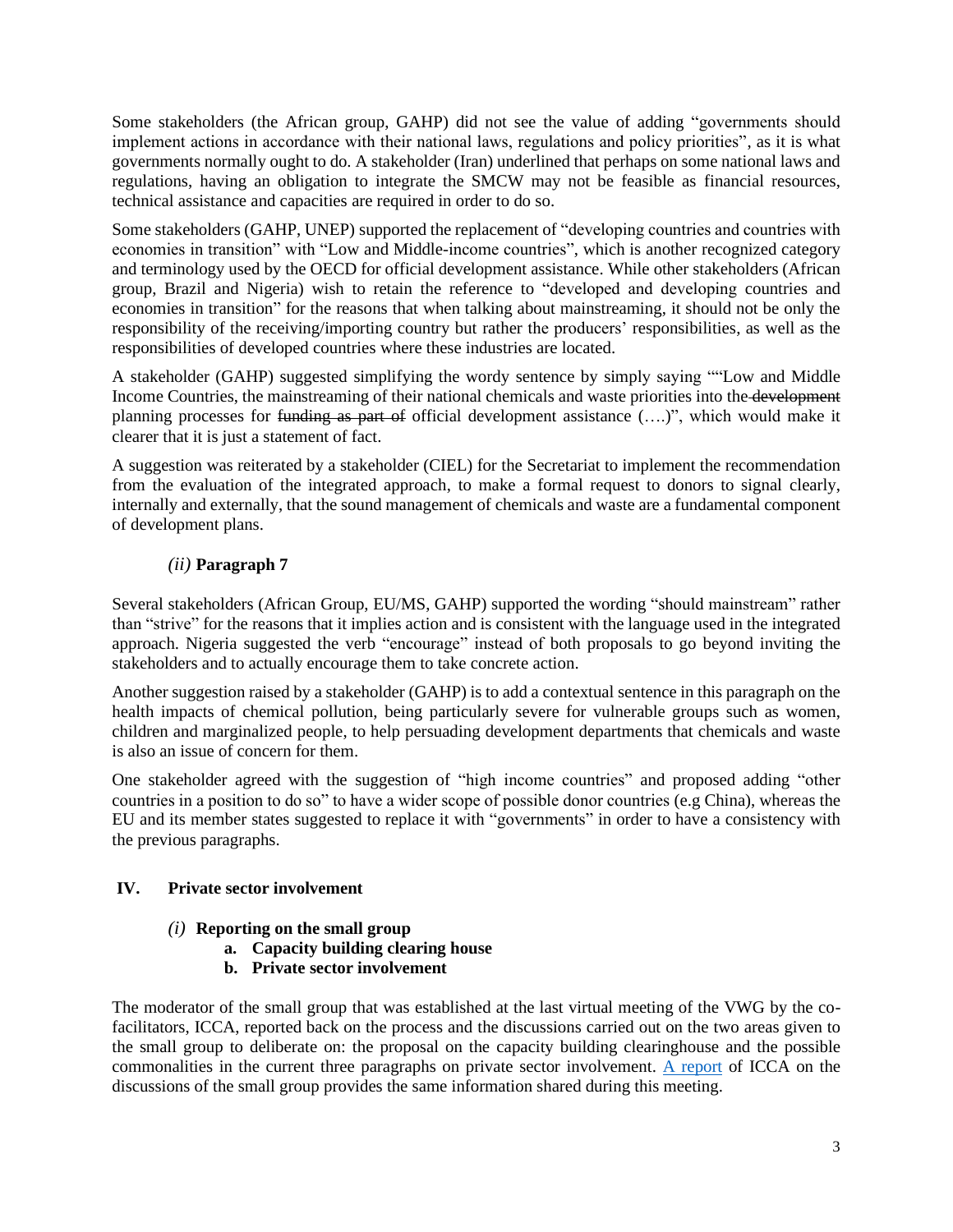Some stakeholders (the African group, GAHP) did not see the value of adding "governments should implement actions in accordance with their national laws, regulations and policy priorities", as it is what governments normally ought to do. A stakeholder (Iran) underlined that perhaps on some national laws and regulations, having an obligation to integrate the SMCW may not be feasible as financial resources, technical assistance and capacities are required in order to do so.

Some stakeholders (GAHP, UNEP) supported the replacement of "developing countries and countries with economies in transition" with "Low and Middle-income countries", which is another recognized category and terminology used by the OECD for official development assistance. While other stakeholders (African group, Brazil and Nigeria) wish to retain the reference to "developed and developing countries and economies in transition" for the reasons that when talking about mainstreaming, it should not be only the responsibility of the receiving/importing country but rather the producers' responsibilities, as well as the responsibilities of developed countries where these industries are located.

A stakeholder (GAHP) suggested simplifying the wordy sentence by simply saying ""Low and Middle Income Countries, the mainstreaming of their national chemicals and waste priorities into the ~~development~~ planning processes for ~~funding as part of~~ official development assistance (….)", which would make it clearer that it is just a statement of fact.

A suggestion was reiterated by a stakeholder (CIEL) for the Secretariat to implement the recommendation from the evaluation of the integrated approach, to make a formal request to donors to signal clearly, internally and externally, that the sound management of chemicals and waste are a fundamental component of development plans.

### *(ii)* Paragraph 7

Several stakeholders (African Group, EU/MS, GAHP) supported the wording "should mainstream" rather than "strive" for the reasons that it implies action and is consistent with the language used in the integrated approach. Nigeria suggested the verb "encourage" instead of both proposals to go beyond inviting the stakeholders and to actually encourage them to take concrete action.

Another suggestion raised by a stakeholder (GAHP) is to add a contextual sentence in this paragraph on the health impacts of chemical pollution, being particularly severe for vulnerable groups such as women, children and marginalized people, to help persuading development departments that chemicals and waste is also an issue of concern for them.

One stakeholder agreed with the suggestion of "high income countries" and proposed adding "other countries in a position to do so" to have a wider scope of possible donor countries (e.g China), whereas the EU and its member states suggested to replace it with "governments" in order to have a consistency with the previous paragraphs.

## IV. Private sector involvement

### *(i)* Reporting on the small group

**a. Capacity building clearing house**

**b. Private sector involvement**

The moderator of the small group that was established at the last virtual meeting of the VWG by the co-facilitators, ICCA, reported back on the process and the discussions carried out on the two areas given to the small group to deliberate on: the proposal on the capacity building clearinghouse and the possible commonalities in the current three paragraphs on private sector involvement. A report of ICCA on the discussions of the small group provides the same information shared during this meeting.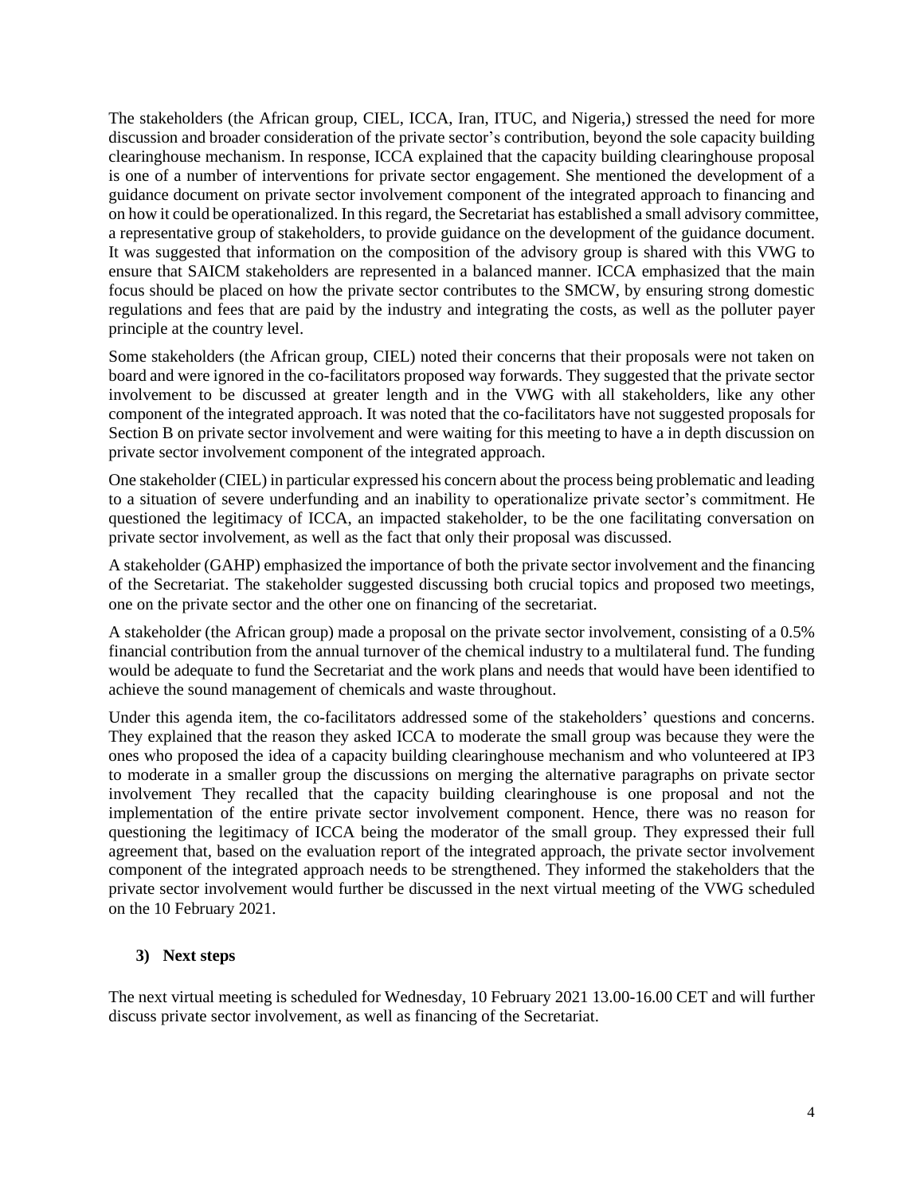The stakeholders (the African group, CIEL, ICCA, Iran, ITUC, and Nigeria,) stressed the need for more discussion and broader consideration of the private sector's contribution, beyond the sole capacity building clearinghouse mechanism. In response, ICCA explained that the capacity building clearinghouse proposal is one of a number of interventions for private sector engagement. She mentioned the development of a guidance document on private sector involvement component of the integrated approach to financing and on how it could be operationalized. In this regard, the Secretariat has established a small advisory committee, a representative group of stakeholders, to provide guidance on the development of the guidance document. It was suggested that information on the composition of the advisory group is shared with this VWG to ensure that SAICM stakeholders are represented in a balanced manner. ICCA emphasized that the main focus should be placed on how the private sector contributes to the SMCW, by ensuring strong domestic regulations and fees that are paid by the industry and integrating the costs, as well as the polluter payer principle at the country level.

Some stakeholders (the African group, CIEL) noted their concerns that their proposals were not taken on board and were ignored in the co-facilitators proposed way forwards. They suggested that the private sector involvement to be discussed at greater length and in the VWG with all stakeholders, like any other component of the integrated approach. It was noted that the co-facilitators have not suggested proposals for Section B on private sector involvement and were waiting for this meeting to have a in depth discussion on private sector involvement component of the integrated approach.

One stakeholder (CIEL) in particular expressed his concern about the process being problematic and leading to a situation of severe underfunding and an inability to operationalize private sector's commitment. He questioned the legitimacy of ICCA, an impacted stakeholder, to be the one facilitating conversation on private sector involvement, as well as the fact that only their proposal was discussed.

A stakeholder (GAHP) emphasized the importance of both the private sector involvement and the financing of the Secretariat. The stakeholder suggested discussing both crucial topics and proposed two meetings, one on the private sector and the other one on financing of the secretariat.

A stakeholder (the African group) made a proposal on the private sector involvement, consisting of a 0.5% financial contribution from the annual turnover of the chemical industry to a multilateral fund. The funding would be adequate to fund the Secretariat and the work plans and needs that would have been identified to achieve the sound management of chemicals and waste throughout.

Under this agenda item, the co-facilitators addressed some of the stakeholders' questions and concerns. They explained that the reason they asked ICCA to moderate the small group was because they were the ones who proposed the idea of a capacity building clearinghouse mechanism and who volunteered at IP3 to moderate in a smaller group the discussions on merging the alternative paragraphs on private sector involvement They recalled that the capacity building clearinghouse is one proposal and not the implementation of the entire private sector involvement component. Hence, there was no reason for questioning the legitimacy of ICCA being the moderator of the small group. They expressed their full agreement that, based on the evaluation report of the integrated approach, the private sector involvement component of the integrated approach needs to be strengthened. They informed the stakeholders that the private sector involvement would further be discussed in the next virtual meeting of the VWG scheduled on the 10 February 2021.

### 3) Next steps

The next virtual meeting is scheduled for Wednesday, 10 February 2021 13.00-16.00 CET and will further discuss private sector involvement, as well as financing of the Secretariat.